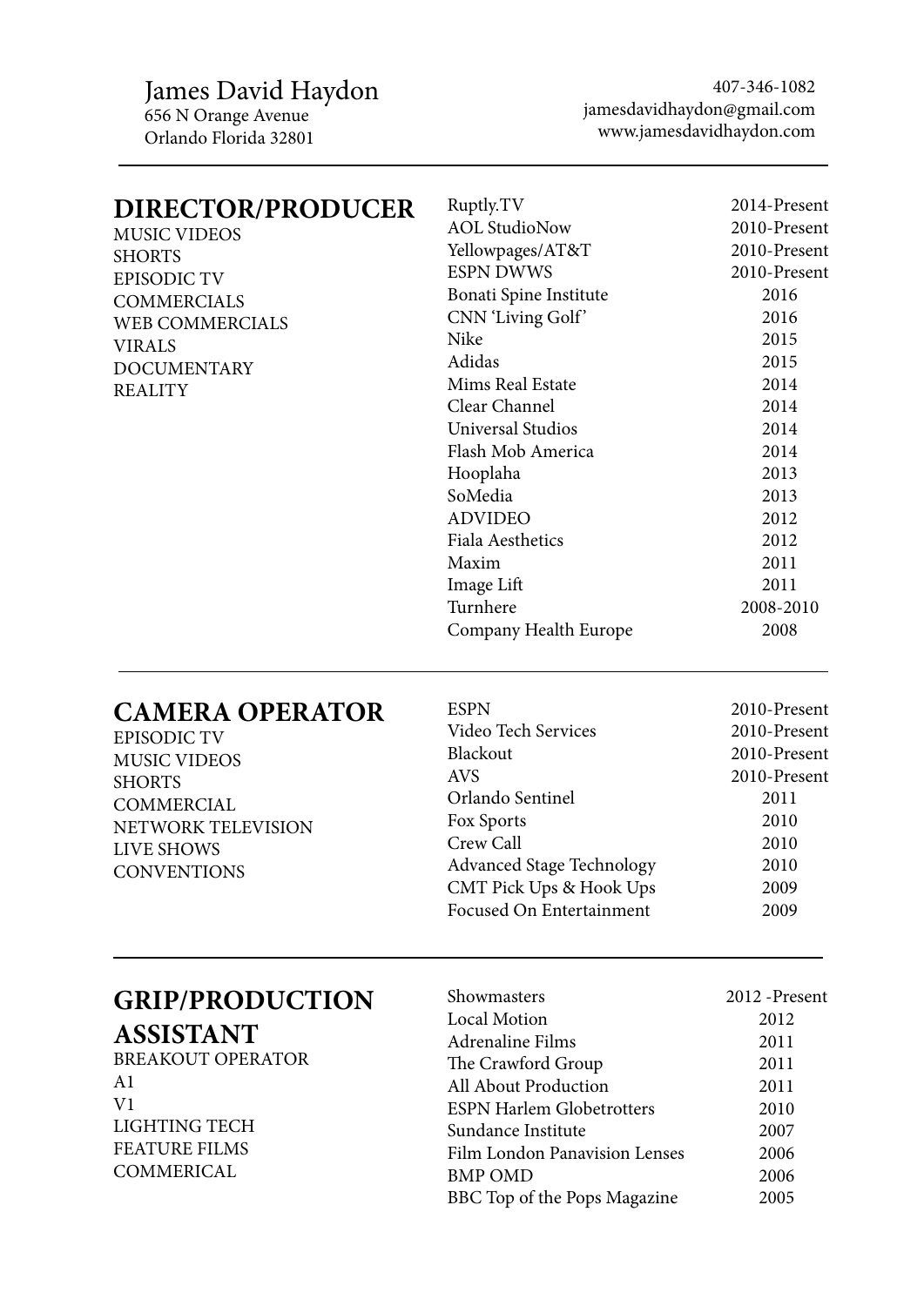# James David Haydon

656 N Orange Avenue
Orlando Florida 32801

407-346-1082
jamesdavidhaydon@gmail.com
www.jamesdavidhaydon.com

---

## DIRECTOR/PRODUCER

MUSIC VIDEOS
SHORTS
EPISODIC TV
COMMERCIALS
WEB COMMERCIALS
VIRALS
DOCUMENTARY
REALITY

| | |
|---|---|
| Ruptly.TV | 2014-Present |
| AOL StudioNow | 2010-Present |
| Yellowpages/AT&T | 2010-Present |
| ESPN DWWS | 2010-Present |
| Bonati Spine Institute | 2016 |
| CNN 'Living Golf' | 2016 |
| Nike | 2015 |
| Adidas | 2015 |
| Mims Real Estate | 2014 |
| Clear Channel | 2014 |
| Universal Studios | 2014 |
| Flash Mob America | 2014 |
| Hooplaha | 2013 |
| SoMedia | 2013 |
| ADVIDEO | 2012 |
| Fiala Aesthetics | 2012 |
| Maxim | 2011 |
| Image Lift | 2011 |
| Turnhere | 2008-2010 |
| Company Health Europe | 2008 |

---

## CAMERA OPERATOR

EPISODIC TV
MUSIC VIDEOS
SHORTS
COMMERCIAL
NETWORK TELEVISION
LIVE SHOWS
CONVENTIONS

| | |
|---|---|
| ESPN | 2010-Present |
| Video Tech Services | 2010-Present |
| Blackout | 2010-Present |
| AVS | 2010-Present |
| Orlando Sentinel | 2011 |
| Fox Sports | 2010 |
| Crew Call | 2010 |
| Advanced Stage Technology | 2010 |
| CMT Pick Ups & Hook Ups | 2009 |
| Focused On Entertainment | 2009 |

---

## GRIP/PRODUCTION ASSISTANT

BREAKOUT OPERATOR
A1
V1
LIGHTING TECH
FEATURE FILMS
COMMERICAL

| | |
|---|---|
| Showmasters | 2012 -Present |
| Local Motion | 2012 |
| Adrenaline Films | 2011 |
| The Crawford Group | 2011 |
| All About Production | 2011 |
| ESPN Harlem Globetrotters | 2010 |
| Sundance Institute | 2007 |
| Film London Panavision Lenses | 2006 |
| BMP OMD | 2006 |
| BBC Top of the Pops Magazine | 2005 |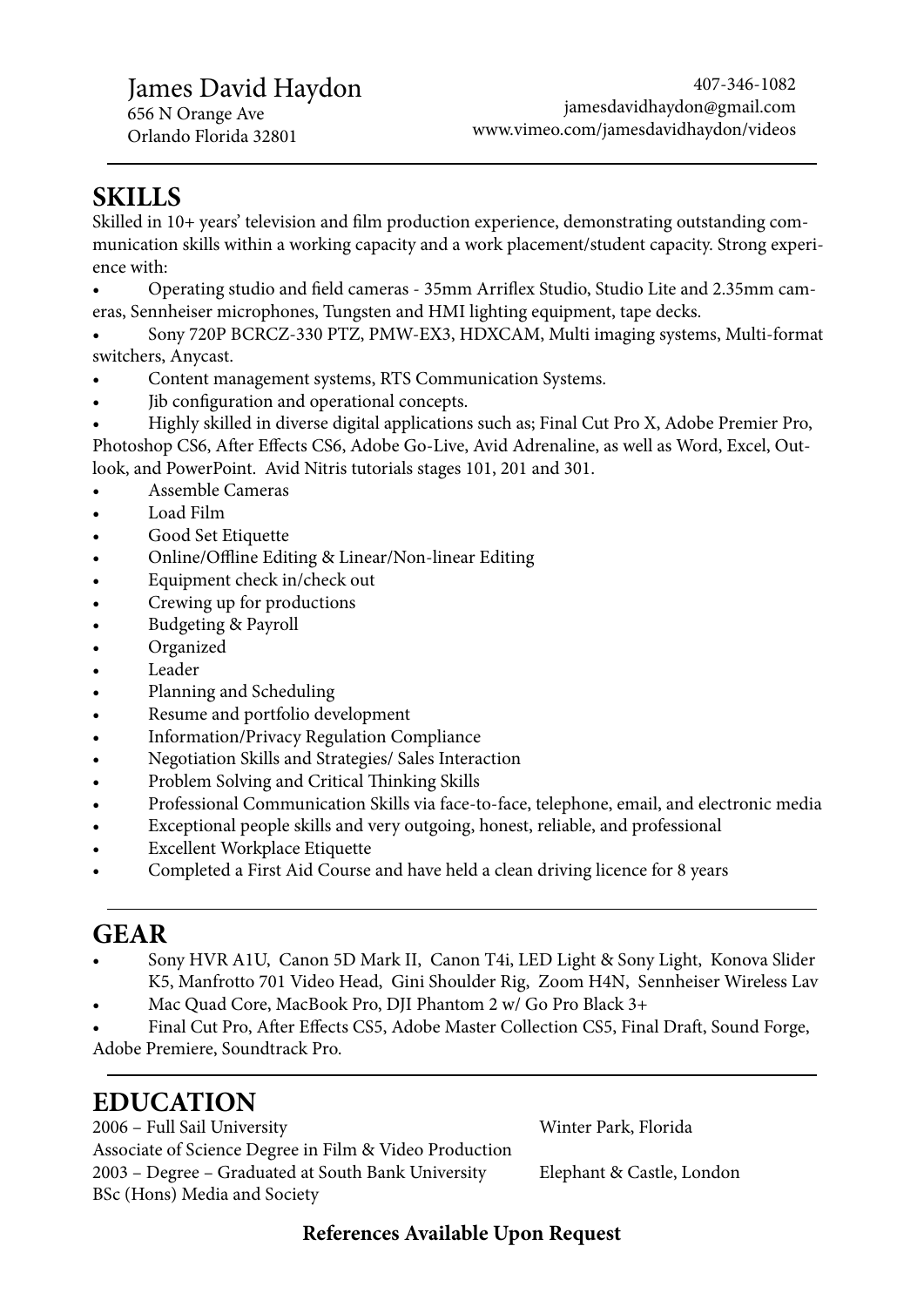# James David Haydon

656 N Orange Ave
Orlando Florida 32801

407-346-1082
jamesdavidhaydon@gmail.com
www.vimeo.com/jamesdavidhaydon/videos

## SKILLS

Skilled in 10+ years' television and film production experience, demonstrating outstanding communication skills within a working capacity and a work placement/student capacity. Strong experience with:

- Operating studio and field cameras - 35mm Arriflex Studio, Studio Lite and 2.35mm cameras, Sennheiser microphones, Tungsten and HMI lighting equipment, tape decks.
- Sony 720P BCRCZ-330 PTZ, PMW-EX3, HDXCAM, Multi imaging systems, Multi-format switchers, Anycast.
- Content management systems, RTS Communication Systems.
- Jib configuration and operational concepts.
- Highly skilled in diverse digital applications such as; Final Cut Pro X, Adobe Premier Pro, Photoshop CS6, After Effects CS6, Adobe Go-Live, Avid Adrenaline, as well as Word, Excel, Outlook, and PowerPoint. Avid Nitris tutorials stages 101, 201 and 301.
- Assemble Cameras
- Load Film
- Good Set Etiquette
- Online/Offline Editing & Linear/Non-linear Editing
- Equipment check in/check out
- Crewing up for productions
- Budgeting & Payroll
- Organized
- Leader
- Planning and Scheduling
- Resume and portfolio development
- Information/Privacy Regulation Compliance
- Negotiation Skills and Strategies/ Sales Interaction
- Problem Solving and Critical Thinking Skills
- Professional Communication Skills via face-to-face, telephone, email, and electronic media
- Exceptional people skills and very outgoing, honest, reliable, and professional
- Excellent Workplace Etiquette
- Completed a First Aid Course and have held a clean driving licence for 8 years

## GEAR

- Sony HVR A1U, Canon 5D Mark II, Canon T4i, LED Light & Sony Light, Konova Slider K5, Manfrotto 701 Video Head, Gini Shoulder Rig, Zoom H4N, Sennheiser Wireless Lav
- Mac Quad Core, MacBook Pro, DJI Phantom 2 w/ Go Pro Black 3+
- Final Cut Pro, After Effects CS5, Adobe Master Collection CS5, Final Draft, Sound Forge, Adobe Premiere, Soundtrack Pro.

## EDUCATION

2006 – Full Sail University — Winter Park, Florida
Associate of Science Degree in Film & Video Production

2003 – Degree – Graduated at South Bank University — Elephant & Castle, London
BSc (Hons) Media and Society

**References Available Upon Request**